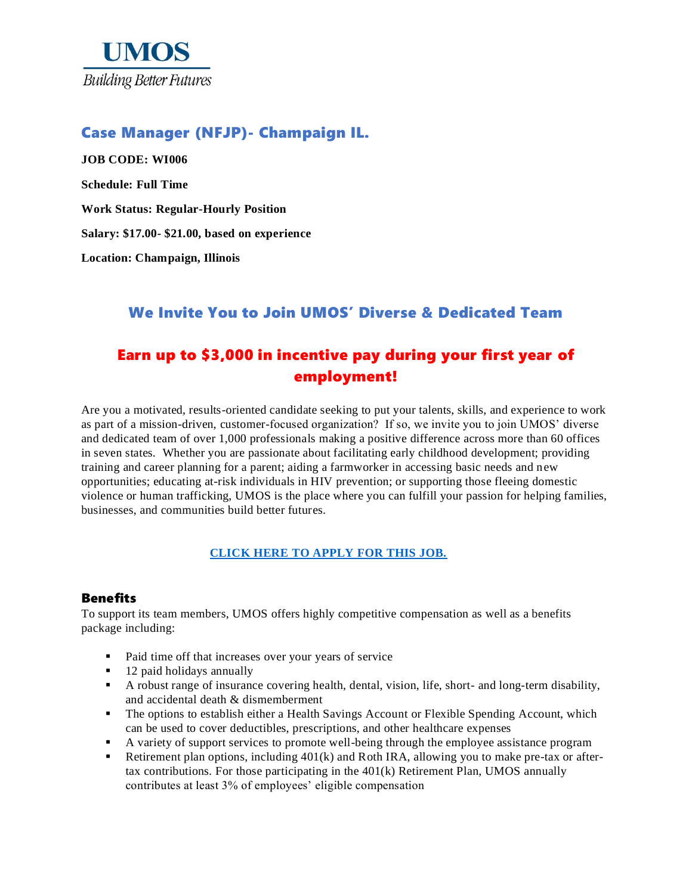**UMOS**

*Building Better Futures*

## Case Manager (NFJP)- Champaign IL.

**JOB CODE: WI006**

**Schedule: Full Time**

**Work Status: Regular-Hourly Position**

**Salary: $17.00- $21.00, based on experience**

**Location: Champaign, Illinois**

## We Invite You to Join UMOS' Diverse & Dedicated Team

## Earn up to $3,000 in incentive pay during your first year of employment!

Are you a motivated, results-oriented candidate seeking to put your talents, skills, and experience to work as part of a mission-driven, customer-focused organization? If so, we invite you to join UMOS' diverse and dedicated team of over 1,000 professionals making a positive difference across more than 60 offices in seven states. Whether you are passionate about facilitating early childhood development; providing training and career planning for a parent; aiding a farmworker in accessing basic needs and new opportunities; educating at-risk individuals in HIV prevention; or supporting those fleeing domestic violence or human trafficking, UMOS is the place where you can fulfill your passion for helping families, businesses, and communities build better futures.

**CLICK HERE TO APPLY FOR THIS JOB.**

### Benefits

To support its team members, UMOS offers highly competitive compensation as well as a benefits package including:

- Paid time off that increases over your years of service
- 12 paid holidays annually
- A robust range of insurance covering health, dental, vision, life, short- and long-term disability, and accidental death & dismemberment
- The options to establish either a Health Savings Account or Flexible Spending Account, which can be used to cover deductibles, prescriptions, and other healthcare expenses
- A variety of support services to promote well-being through the employee assistance program
- Retirement plan options, including 401(k) and Roth IRA, allowing you to make pre-tax or after-tax contributions. For those participating in the 401(k) Retirement Plan, UMOS annually contributes at least 3% of employees' eligible compensation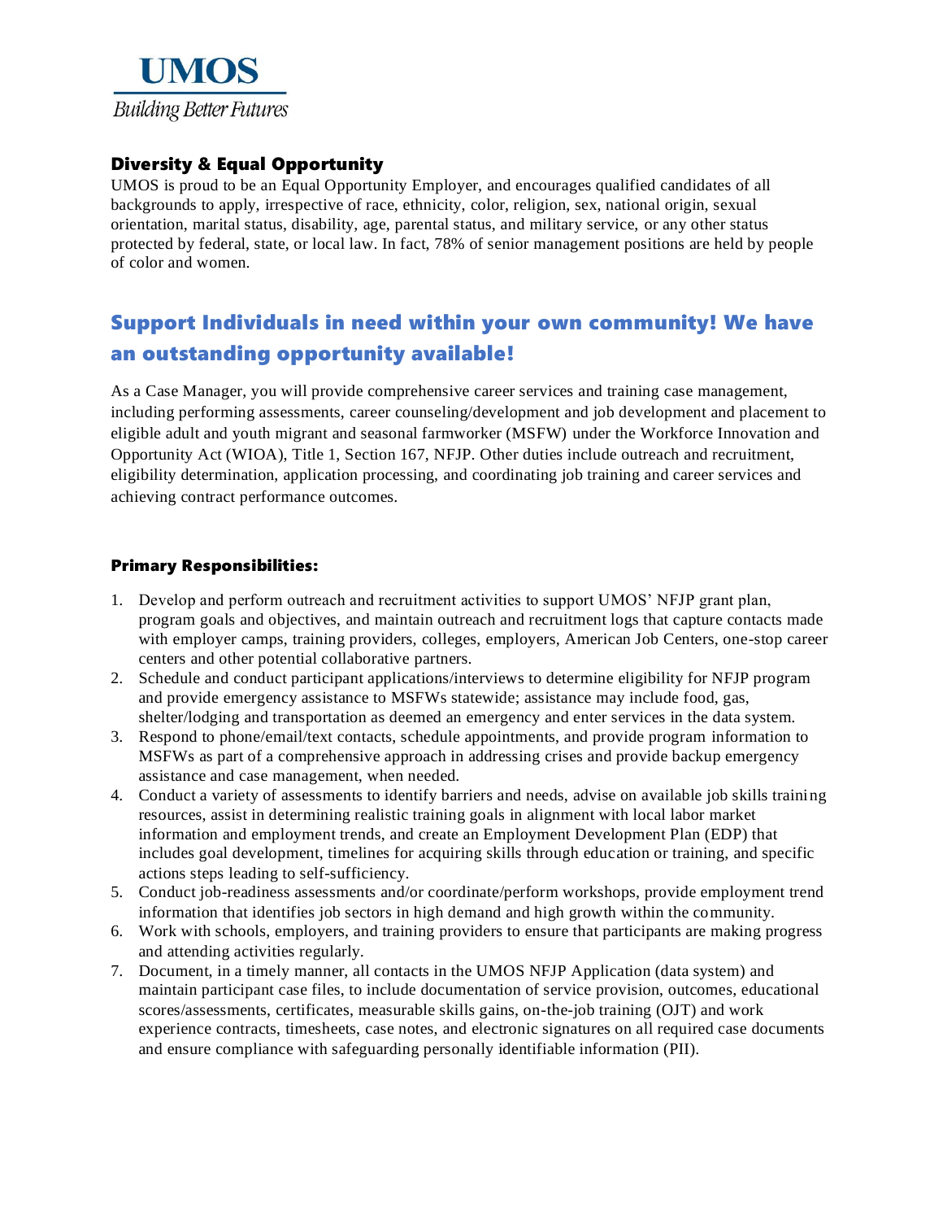**UMOS**

*Building Better Futures*

## Diversity & Equal Opportunity

UMOS is proud to be an Equal Opportunity Employer, and encourages qualified candidates of all backgrounds to apply, irrespective of race, ethnicity, color, religion, sex, national origin, sexual orientation, marital status, disability, age, parental status, and military service, or any other status protected by federal, state, or local law. In fact, 78% of senior management positions are held by people of color and women.

## Support Individuals in need within your own community! We have an outstanding opportunity available!

As a Case Manager, you will provide comprehensive career services and training case management, including performing assessments, career counseling/development and job development and placement to eligible adult and youth migrant and seasonal farmworker (MSFW) under the Workforce Innovation and Opportunity Act (WIOA), Title 1, Section 167, NFJP. Other duties include outreach and recruitment, eligibility determination, application processing, and coordinating job training and career services and achieving contract performance outcomes.

### Primary Responsibilities:

1. Develop and perform outreach and recruitment activities to support UMOS' NFJP grant plan, program goals and objectives, and maintain outreach and recruitment logs that capture contacts made with employer camps, training providers, colleges, employers, American Job Centers, one-stop career centers and other potential collaborative partners.
2. Schedule and conduct participant applications/interviews to determine eligibility for NFJP program and provide emergency assistance to MSFWs statewide; assistance may include food, gas, shelter/lodging and transportation as deemed an emergency and enter services in the data system.
3. Respond to phone/email/text contacts, schedule appointments, and provide program information to MSFWs as part of a comprehensive approach in addressing crises and provide backup emergency assistance and case management, when needed.
4. Conduct a variety of assessments to identify barriers and needs, advise on available job skills training resources, assist in determining realistic training goals in alignment with local labor market information and employment trends, and create an Employment Development Plan (EDP) that includes goal development, timelines for acquiring skills through education or training, and specific actions steps leading to self-sufficiency.
5. Conduct job-readiness assessments and/or coordinate/perform workshops, provide employment trend information that identifies job sectors in high demand and high growth within the community.
6. Work with schools, employers, and training providers to ensure that participants are making progress and attending activities regularly.
7. Document, in a timely manner, all contacts in the UMOS NFJP Application (data system) and maintain participant case files, to include documentation of service provision, outcomes, educational scores/assessments, certificates, measurable skills gains, on-the-job training (OJT) and work experience contracts, timesheets, case notes, and electronic signatures on all required case documents and ensure compliance with safeguarding personally identifiable information (PII).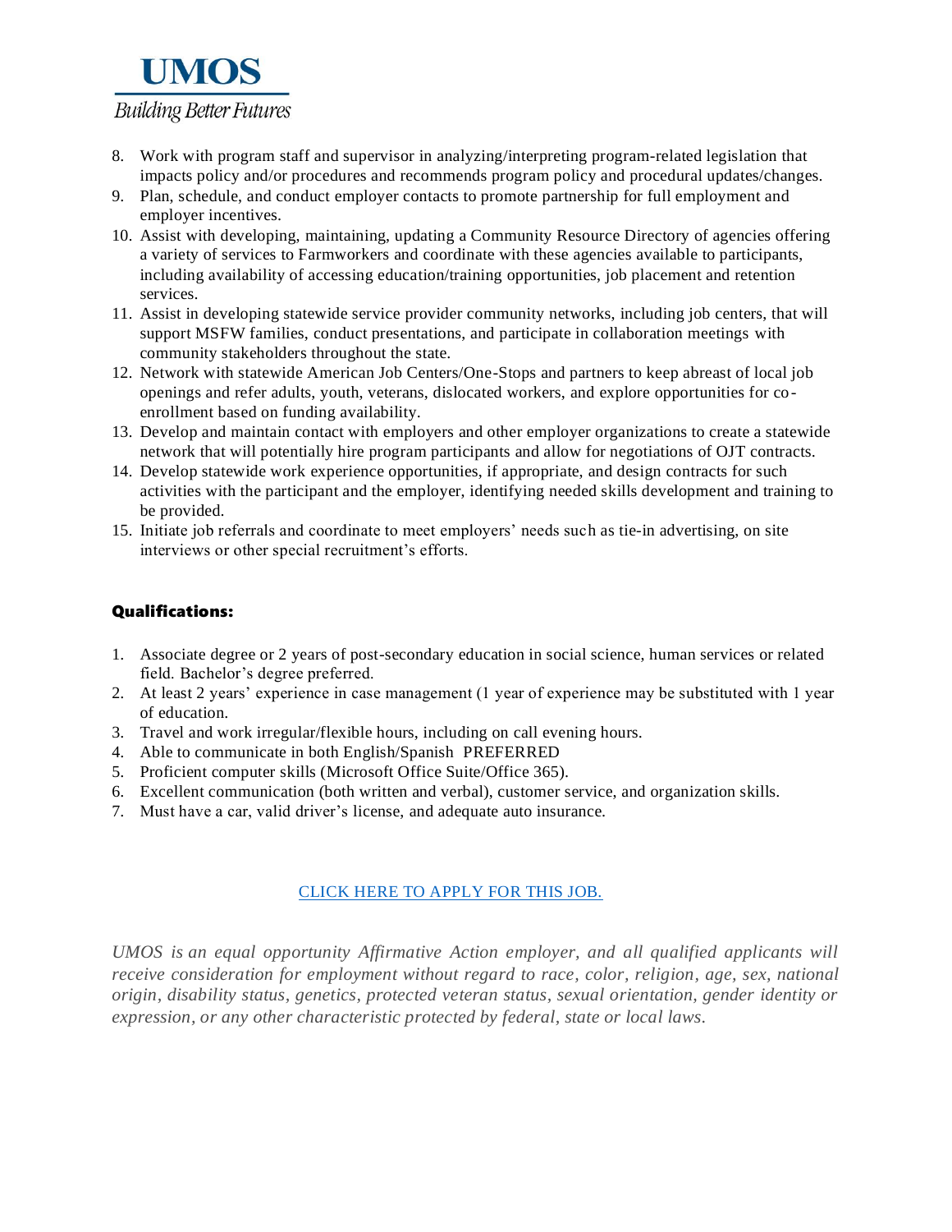8. Work with program staff and supervisor in analyzing/interpreting program-related legislation that impacts policy and/or procedures and recommends program policy and procedural updates/changes.
9. Plan, schedule, and conduct employer contacts to promote partnership for full employment and employer incentives.
10. Assist with developing, maintaining, updating a Community Resource Directory of agencies offering a variety of services to Farmworkers and coordinate with these agencies available to participants, including availability of accessing education/training opportunities, job placement and retention services.
11. Assist in developing statewide service provider community networks, including job centers, that will support MSFW families, conduct presentations, and participate in collaboration meetings with community stakeholders throughout the state.
12. Network with statewide American Job Centers/One-Stops and partners to keep abreast of local job openings and refer adults, youth, veterans, dislocated workers, and explore opportunities for co-enrollment based on funding availability.
13. Develop and maintain contact with employers and other employer organizations to create a statewide network that will potentially hire program participants and allow for negotiations of OJT contracts.
14. Develop statewide work experience opportunities, if appropriate, and design contracts for such activities with the participant and the employer, identifying needed skills development and training to be provided.
15. Initiate job referrals and coordinate to meet employers' needs such as tie-in advertising, on site interviews or other special recruitment's efforts.

## Qualifications:

1. Associate degree or 2 years of post-secondary education in social science, human services or related field. Bachelor's degree preferred.
2. At least 2 years' experience in case management (1 year of experience may be substituted with 1 year of education.
3. Travel and work irregular/flexible hours, including on call evening hours.
4. Able to communicate in both English/Spanish PREFERRED
5. Proficient computer skills (Microsoft Office Suite/Office 365).
6. Excellent communication (both written and verbal), customer service, and organization skills.
7. Must have a car, valid driver's license, and adequate auto insurance.

CLICK HERE TO APPLY FOR THIS JOB.

*UMOS is an equal opportunity Affirmative Action employer, and all qualified applicants will receive consideration for employment without regard to race, color, religion, age, sex, national origin, disability status, genetics, protected veteran status, sexual orientation, gender identity or expression, or any other characteristic protected by federal, state or local laws.*